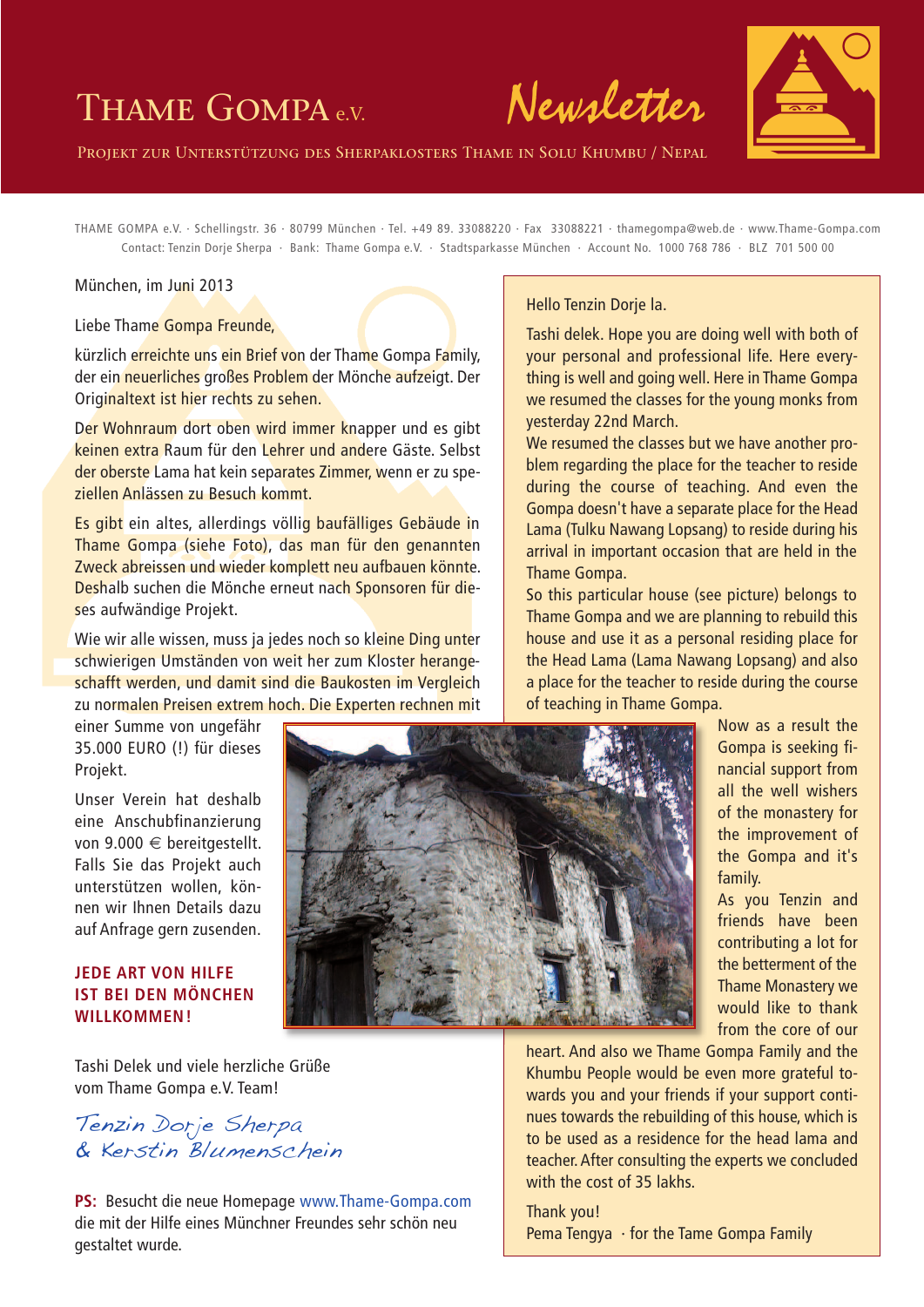# Thame Gompa e.V.

## Newsletter

Projekt zur Unterstützung des Sherpaklosters Thame in Solu Khumbu / Nepal

THAME GOMPA e.V. · Schellingstr. 36 · 80799 München · Tel. +49 89. 33088220 · Fax 33088221 · thamegompa@web.de · www.Thame-Gompa.com
Contact: Tenzin Dorje Sherpa · Bank: Thame Gompa e.V. · Stadtsparkasse München · Account No. 1000 768 786 · BLZ 701 500 00

München, im Juni 2013

Liebe Thame Gompa Freunde,

kürzlich erreichte uns ein Brief von der Thame Gompa Family, der ein neuerliches großes Problem der Mönche aufzeigt. Der Originaltext ist hier rechts zu sehen.

Der Wohnraum dort oben wird immer knapper und es gibt keinen extra Raum für den Lehrer und andere Gäste. Selbst der oberste Lama hat kein separates Zimmer, wenn er zu speziellen Anlässen zu Besuch kommt.

Es gibt ein altes, allerdings völlig baufälliges Gebäude in Thame Gompa (siehe Foto), das man für den genannten Zweck abreissen und wieder komplett neu aufbauen könnte. Deshalb suchen die Mönche erneut nach Sponsoren für dieses aufwändige Projekt.

Wie wir alle wissen, muss ja jedes noch so kleine Ding unter schwierigen Umständen von weit her zum Kloster herangeschafft werden, und damit sind die Baukosten im Vergleich zu normalen Preisen extrem hoch. Die Experten rechnen mit einer Summe von ungefähr 35.000 EURO (!) für dieses Projekt.

Unser Verein hat deshalb eine Anschubfinanzierung von 9.000 € bereitgestellt. Falls Sie das Projekt auch unterstützen wollen, können wir Ihnen Details dazu auf Anfrage gern zusenden.

**JEDE ART VON HILFE IST BEI DEN MÖNCHEN WILLKOMMEN!**

Tashi Delek und viele herzliche Grüße
vom Thame Gompa e.V. Team!

*Tenzin Dorje Sherpa*
*& Kerstin Blumenschein*

**PS:** Besucht die neue Homepage www.Thame-Gompa.com die mit der Hilfe eines Münchner Freundes sehr schön neu gestaltet wurde.

---

Hello Tenzin Dorje la.

Tashi delek. Hope you are doing well with both of your personal and professional life. Here everything is well and going well. Here in Thame Gompa we resumed the classes for the young monks from yesterday 22nd March.
We resumed the classes but we have another problem regarding the place for the teacher to reside during the course of teaching. And even the Gompa doesn't have a separate place for the Head Lama (Tulku Nawang Lopsang) to reside during his arrival in important occasion that are held in the Thame Gompa.
So this particular house (see picture) belongs to Thame Gompa and we are planning to rebuild this house and use it as a personal residing place for the Head Lama (Lama Nawang Lopsang) and also a place for the teacher to reside during the course of teaching in Thame Gompa.
Now as a result the Gompa is seeking financial support from all the well wishers of the monastery for the improvement of the Gompa and it's family.
As you Tenzin and friends have been contributing a lot for the betterment of the Thame Monastery we would like to thank from the core of our heart. And also we Thame Gompa Family and the Khumbu People would be even more grateful towards you and your friends if your support continues towards the rebuilding of this house, which is to be used as a residence for the head lama and teacher. After consulting the experts we concluded with the cost of 35 lakhs.

Thank you!
Pema Tengya · for the Tame Gompa Family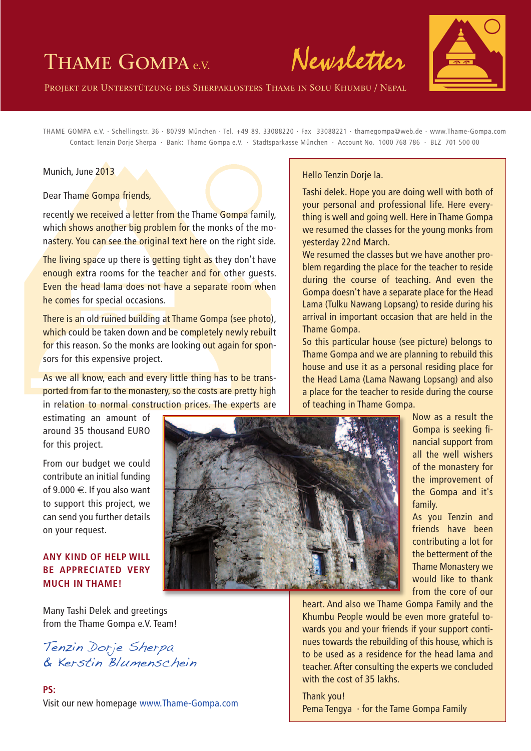# THAME GOMPA e.V. Newsletter

PROJEKT ZUR UNTERSTÜTZUNG DES SHERPAKLOSTERS THAME IN SOLU KHUMBU / NEPAL

THAME GOMPA e.V. · Schellingstr. 36 · 80799 München · Tel. +49 89. 33088220 · Fax 33088221 · thamegompa@web.de · www.Thame-Gompa.com
Contact: Tenzin Dorje Sherpa · Bank: Thame Gompa e.V. · Stadtsparkasse München · Account No. 1000 768 786 · BLZ 701 500 00

Munich, June 2013

Dear Thame Gompa friends,

recently we received a letter from the Thame Gompa family, which shows another big problem for the monks of the monastery. You can see the original text here on the right side.

The living space up there is getting tight as they don't have enough extra rooms for the teacher and for other guests. Even the head lama does not have a separate room when he comes for special occasions.

There is an old ruined building at Thame Gompa (see photo), which could be taken down and be completely newly rebuilt for this reason. So the monks are looking out again for sponsors for this expensive project.

As we all know, each and every little thing has to be transported from far to the monastery, so the costs are pretty high in relation to normal construction prices. The experts are estimating an amount of around 35 thousand EURO for this project.

From our budget we could contribute an initial funding of 9.000 €. If you also want to support this project, we can send you further details on your request.

**ANY KIND OF HELP WILL BE APPRECIATED VERY MUCH IN THAME!**

Many Tashi Delek and greetings from the Thame Gompa e.V. Team!

*Tenzin Dorje Sherpa*
*& Kerstin Blumenschein*

**PS:**
Visit our new homepage www.Thame-Gompa.com

---

Hello Tenzin Dorje la.

Tashi delek. Hope you are doing well with both of your personal and professional life. Here everything is well and going well. Here in Thame Gompa we resumed the classes for the young monks from yesterday 22nd March.

We resumed the classes but we have another problem regarding the place for the teacher to reside during the course of teaching. And even the Gompa doesn't have a separate place for the Head Lama (Tulku Nawang Lopsang) to reside during his arrival in important occasion that are held in the Thame Gompa.

So this particular house (see picture) belongs to Thame Gompa and we are planning to rebuild this house and use it as a personal residing place for the Head Lama (Lama Nawang Lopsang) and also a place for the teacher to reside during the course of teaching in Thame Gompa.

Now as a result the Gompa is seeking financial support from all the well wishers of the monastery for the improvement of the Gompa and it's family.

As you Tenzin and friends have been contributing a lot for the betterment of the Thame Monastery we would like to thank from the core of our heart. And also we Thame Gompa Family and the Khumbu People would be even more grateful towards you and your friends if your support continues towards the rebuilding of this house, which is to be used as a residence for the head lama and teacher. After consulting the experts we concluded with the cost of 35 lakhs.

Thank you!
Pema Tengya · for the Tame Gompa Family